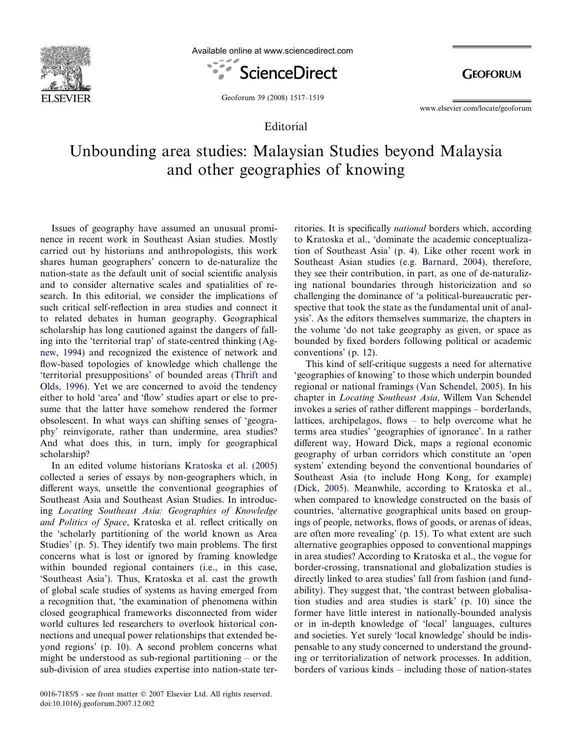Editorial

# Unbounding area studies: Malaysian Studies beyond Malaysia and other geographies of knowing

Issues of geography have assumed an unusual prominence in recent work in Southeast Asian studies. Mostly carried out by historians and anthropologists, this work shares human geographers' concern to de-naturalize the nation-state as the default unit of social scientific analysis and to consider alternative scales and spatialities of research. In this editorial, we consider the implications of such critical self-reflection in area studies and connect it to related debates in human geography. Geographical scholarship has long cautioned against the dangers of falling into the 'territorial trap' of state-centred thinking (Agnew, 1994) and recognized the existence of network and flow-based topologies of knowledge which challenge the 'territorial presuppositions' of bounded areas (Thrift and Olds, 1996). Yet we are concerned to avoid the tendency either to hold 'area' and 'flow' studies apart or else to presume that the latter have somehow rendered the former obsolescent. In what ways can shifting senses of 'geography' reinvigorate, rather than undermine, area studies? And what does this, in turn, imply for geographical scholarship?

In an edited volume historians Kratoska et al. (2005) collected a series of essays by non-geographers which, in different ways, unsettle the conventional geographies of Southeast Asia and Southeast Asian Studies. In introducing *Locating Southeast Asia: Geographies of Knowledge and Politics of Space*, Kratoska et al. reflect critically on the 'scholarly partitioning of the world known as Area Studies' (p. 5). They identify two main problems. The first concerns what is lost or ignored by framing knowledge within bounded regional containers (i.e., in this case, 'Southeast Asia'). Thus, Kratoska et al. cast the growth of global scale studies of systems as having emerged from a recognition that, 'the examination of phenomena within closed geographical frameworks disconnected from wider world cultures led researchers to overlook historical connections and unequal power relationships that extended beyond regions' (p. 10). A second problem concerns what might be understood as sub-regional partitioning – or the sub-division of area studies expertise into nation-state territories. It is specifically *national* borders which, according to Kratoska et al., 'dominate the academic conceptualization of Southeast Asia' (p. 4). Like other recent work in Southeast Asian studies (e.g. Barnard, 2004), therefore, they see their contribution, in part, as one of de-naturalizing national boundaries through historicization and so challenging the dominance of 'a political-bureaucratic perspective that took the state as the fundamental unit of analysis'. As the editors themselves summarize, the chapters in the volume 'do not take geography as given, or space as bounded by fixed borders following political or academic conventions' (p. 12).

This kind of self-critique suggests a need for alternative 'geographies of knowing' to those which underpin bounded regional or national framings (Van Schendel, 2005). In his chapter in *Locating Southeast Asia*, Willem Van Schendel invokes a series of rather different mappings – borderlands, lattices, archipelagos, flows – to help overcome what he terms area studies' 'geographies of ignorance'. In a rather different way, Howard Dick, maps a regional economic geography of urban corridors which constitute an 'open system' extending beyond the conventional boundaries of Southeast Asia (to include Hong Kong, for example) (Dick, 2005). Meanwhile, according to Kratoska et al., when compared to knowledge constructed on the basis of countries, 'alternative geographical units based on groupings of people, networks, flows of goods, or arenas of ideas, are often more revealing' (p. 15). To what extent are such alternative geographies opposed to conventional mappings in area studies? According to Kratoska et al., the vogue for border-crossing, transnational and globalization studies is directly linked to area studies' fall from fashion (and fundability). They suggest that, 'the contrast between globalisation studies and area studies is stark' (p. 10) since the former have little interest in nationally-bounded analysis or in in-depth knowledge of 'local' languages, cultures and societies. Yet surely 'local knowledge' should be indispensable to any study concerned to understand the grounding or territorialization of network processes. In addition, borders of various kinds – including those of nation-states

0016-7185/$ - see front matter © 2007 Elsevier Ltd. All rights reserved.
doi:10.1016/j.geoforum.2007.12.002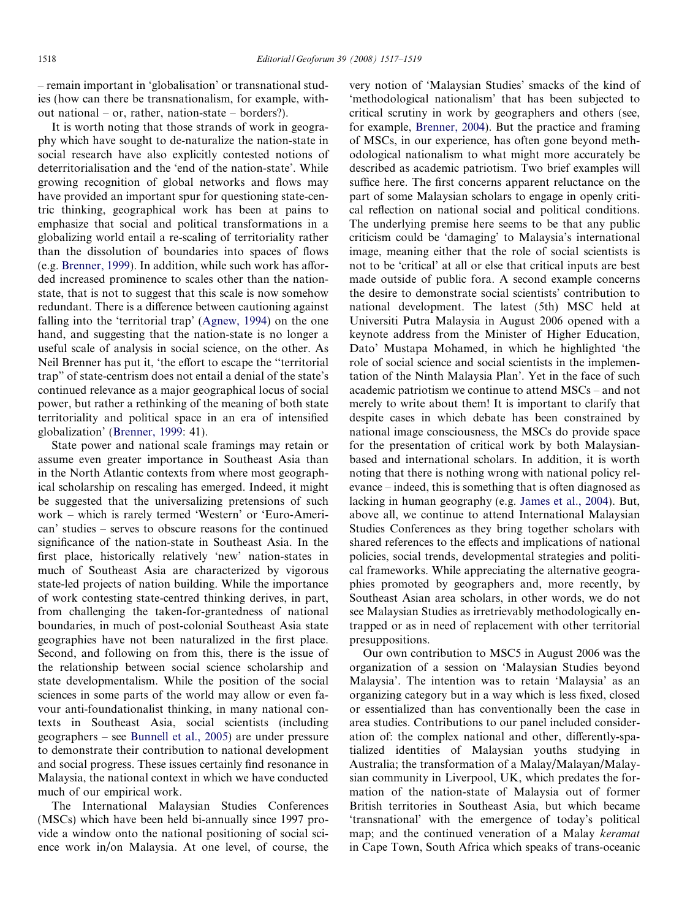– remain important in 'globalisation' or transnational studies (how can there be transnationalism, for example, without national – or, rather, nation-state – borders?).

It is worth noting that those strands of work in geography which have sought to de-naturalize the nation-state in social research have also explicitly contested notions of deterritorialisation and the 'end of the nation-state'. While growing recognition of global networks and flows may have provided an important spur for questioning state-centric thinking, geographical work has been at pains to emphasize that social and political transformations in a globalizing world entail a re-scaling of territoriality rather than the dissolution of boundaries into spaces of flows (e.g. Brenner, 1999). In addition, while such work has afforded increased prominence to scales other than the nation-state, that is not to suggest that this scale is now somehow redundant. There is a difference between cautioning against falling into the 'territorial trap' (Agnew, 1994) on the one hand, and suggesting that the nation-state is no longer a useful scale of analysis in social science, on the other. As Neil Brenner has put it, 'the effort to escape the "territorial trap" of state-centrism does not entail a denial of the state's continued relevance as a major geographical locus of social power, but rather a rethinking of the meaning of both state territoriality and political space in an era of intensified globalization' (Brenner, 1999: 41).

State power and national scale framings may retain or assume even greater importance in Southeast Asia than in the North Atlantic contexts from where most geographical scholarship on rescaling has emerged. Indeed, it might be suggested that the universalizing pretensions of such work – which is rarely termed 'Western' or 'Euro-American' studies – serves to obscure reasons for the continued significance of the nation-state in Southeast Asia. In the first place, historically relatively 'new' nation-states in much of Southeast Asia are characterized by vigorous state-led projects of nation building. While the importance of work contesting state-centred thinking derives, in part, from challenging the taken-for-grantedness of national boundaries, in much of post-colonial Southeast Asia state geographies have not been naturalized in the first place. Second, and following on from this, there is the issue of the relationship between social science scholarship and state developmentalism. While the position of the social sciences in some parts of the world may allow or even favour anti-foundationalist thinking, in many national contexts in Southeast Asia, social scientists (including geographers – see Bunnell et al., 2005) are under pressure to demonstrate their contribution to national development and social progress. These issues certainly find resonance in Malaysia, the national context in which we have conducted much of our empirical work.

The International Malaysian Studies Conferences (MSCs) which have been held bi-annually since 1997 provide a window onto the national positioning of social science work in/on Malaysia. At one level, of course, the very notion of 'Malaysian Studies' smacks of the kind of 'methodological nationalism' that has been subjected to critical scrutiny in work by geographers and others (see, for example, Brenner, 2004). But the practice and framing of MSCs, in our experience, has often gone beyond methodological nationalism to what might more accurately be described as academic patriotism. Two brief examples will suffice here. The first concerns apparent reluctance on the part of some Malaysian scholars to engage in openly critical reflection on national social and political conditions. The underlying premise here seems to be that any public criticism could be 'damaging' to Malaysia's international image, meaning either that the role of social scientists is not to be 'critical' at all or else that critical inputs are best made outside of public fora. A second example concerns the desire to demonstrate social scientists' contribution to national development. The latest (5th) MSC held at Universiti Putra Malaysia in August 2006 opened with a keynote address from the Minister of Higher Education, Dato' Mustapa Mohamed, in which he highlighted 'the role of social science and social scientists in the implementation of the Ninth Malaysia Plan'. Yet in the face of such academic patriotism we continue to attend MSCs – and not merely to write about them! It is important to clarify that despite cases in which debate has been constrained by national image consciousness, the MSCs do provide space for the presentation of critical work by both Malaysian-based and international scholars. In addition, it is worth noting that there is nothing wrong with national policy relevance – indeed, this is something that is often diagnosed as lacking in human geography (e.g. James et al., 2004). But, above all, we continue to attend International Malaysian Studies Conferences as they bring together scholars with shared references to the effects and implications of national policies, social trends, developmental strategies and political frameworks. While appreciating the alternative geographies promoted by geographers and, more recently, by Southeast Asian area scholars, in other words, we do not see Malaysian Studies as irretrievably methodologically entrapped or as in need of replacement with other territorial presuppositions.

Our own contribution to MSC5 in August 2006 was the organization of a session on 'Malaysian Studies beyond Malaysia'. The intention was to retain 'Malaysia' as an organizing category but in a way which is less fixed, closed or essentialized than has conventionally been the case in area studies. Contributions to our panel included consideration of: the complex national and other, differently-spatialized identities of Malaysian youths studying in Australia; the transformation of a Malay/Malayan/Malaysian community in Liverpool, UK, which predates the formation of the nation-state of Malaysia out of former British territories in Southeast Asia, but which became 'transnational' with the emergence of today's political map; and the continued veneration of a Malay *keramat* in Cape Town, South Africa which speaks of trans-oceanic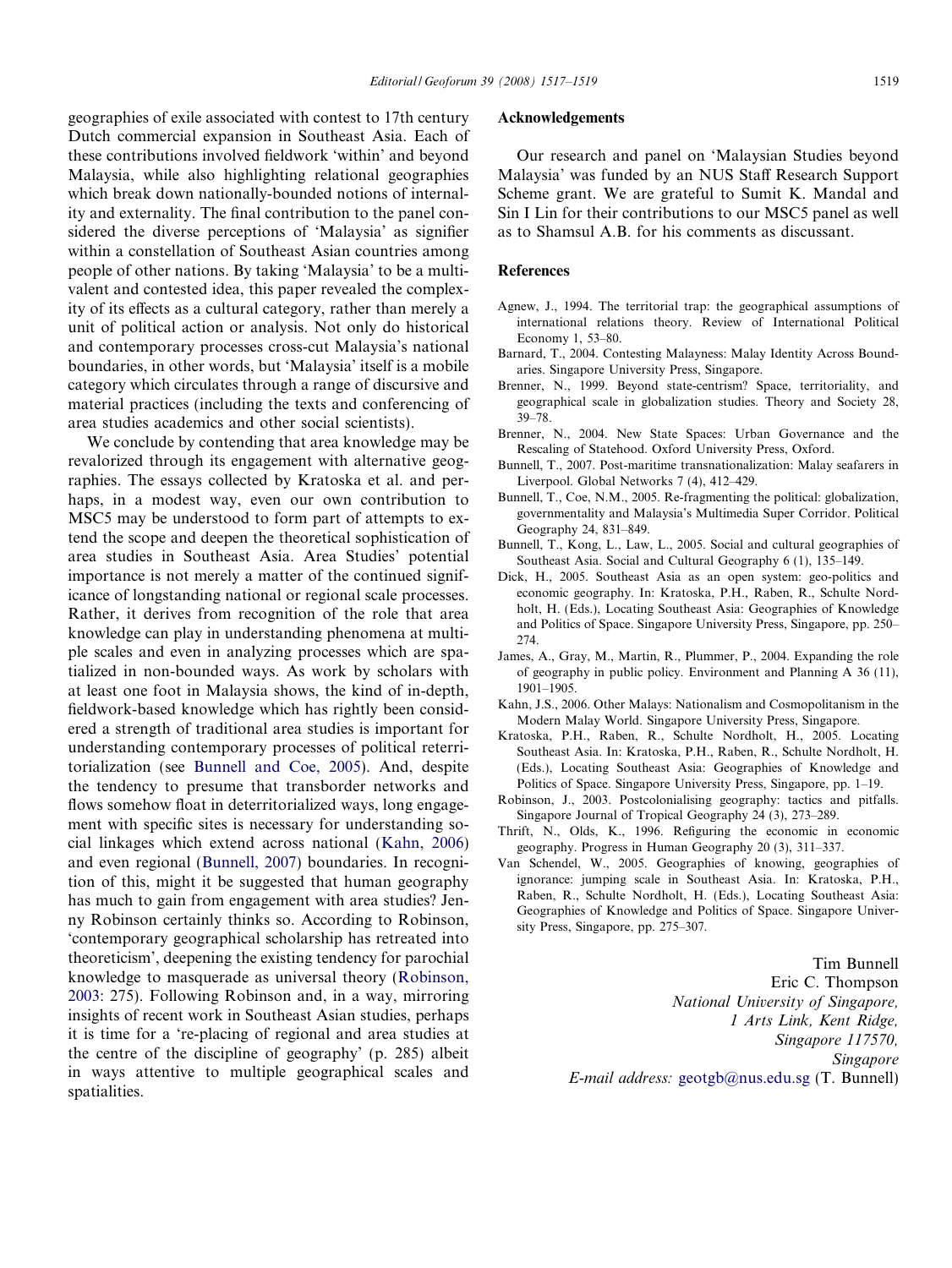geographies of exile associated with contest to 17th century Dutch commercial expansion in Southeast Asia. Each of these contributions involved fieldwork 'within' and beyond Malaysia, while also highlighting relational geographies which break down nationally-bounded notions of internality and externality. The final contribution to the panel considered the diverse perceptions of 'Malaysia' as signifier within a constellation of Southeast Asian countries among people of other nations. By taking 'Malaysia' to be a multivalent and contested idea, this paper revealed the complexity of its effects as a cultural category, rather than merely a unit of political action or analysis. Not only do historical and contemporary processes cross-cut Malaysia's national boundaries, in other words, but 'Malaysia' itself is a mobile category which circulates through a range of discursive and material practices (including the texts and conferencing of area studies academics and other social scientists).

We conclude by contending that area knowledge may be revalorized through its engagement with alternative geographies. The essays collected by Kratoska et al. and perhaps, in a modest way, even our own contribution to MSC5 may be understood to form part of attempts to extend the scope and deepen the theoretical sophistication of area studies in Southeast Asia. Area Studies' potential importance is not merely a matter of the continued significance of longstanding national or regional scale processes. Rather, it derives from recognition of the role that area knowledge can play in understanding phenomena at multiple scales and even in analyzing processes which are spatialized in non-bounded ways. As work by scholars with at least one foot in Malaysia shows, the kind of in-depth, fieldwork-based knowledge which has rightly been considered a strength of traditional area studies is important for understanding contemporary processes of political reterritorialization (see Bunnell and Coe, 2005). And, despite the tendency to presume that transborder networks and flows somehow float in deterritorialized ways, long engagement with specific sites is necessary for understanding social linkages which extend across national (Kahn, 2006) and even regional (Bunnell, 2007) boundaries. In recognition of this, might it be suggested that human geography has much to gain from engagement with area studies? Jenny Robinson certainly thinks so. According to Robinson, 'contemporary geographical scholarship has retreated into theoreticism', deepening the existing tendency for parochial knowledge to masquerade as universal theory (Robinson, 2003: 275). Following Robinson and, in a way, mirroring insights of recent work in Southeast Asian studies, perhaps it is time for a 're-placing of regional and area studies at the centre of the discipline of geography' (p. 285) albeit in ways attentive to multiple geographical scales and spatialities.

## Acknowledgements

Our research and panel on 'Malaysian Studies beyond Malaysia' was funded by an NUS Staff Research Support Scheme grant. We are grateful to Sumit K. Mandal and Sin I Lin for their contributions to our MSC5 panel as well as to Shamsul A.B. for his comments as discussant.

## References

Agnew, J., 1994. The territorial trap: the geographical assumptions of international relations theory. Review of International Political Economy 1, 53–80.

Barnard, T., 2004. Contesting Malayness: Malay Identity Across Boundaries. Singapore University Press, Singapore.

Brenner, N., 1999. Beyond state-centrism? Space, territoriality, and geographical scale in globalization studies. Theory and Society 28, 39–78.

Brenner, N., 2004. New State Spaces: Urban Governance and the Rescaling of Statehood. Oxford University Press, Oxford.

Bunnell, T., 2007. Post-maritime transnationalization: Malay seafarers in Liverpool. Global Networks 7 (4), 412–429.

Bunnell, T., Coe, N.M., 2005. Re-fragmenting the political: globalization, governmentality and Malaysia's Multimedia Super Corridor. Political Geography 24, 831–849.

Bunnell, T., Kong, L., Law, L., 2005. Social and cultural geographies of Southeast Asia. Social and Cultural Geography 6 (1), 135–149.

Dick, H., 2005. Southeast Asia as an open system: geo-politics and economic geography. In: Kratoska, P.H., Raben, R., Schulte Nordholt, H. (Eds.), Locating Southeast Asia: Geographies of Knowledge and Politics of Space. Singapore University Press, Singapore, pp. 250–274.

James, A., Gray, M., Martin, R., Plummer, P., 2004. Expanding the role of geography in public policy. Environment and Planning A 36 (11), 1901–1905.

Kahn, J.S., 2006. Other Malays: Nationalism and Cosmopolitanism in the Modern Malay World. Singapore University Press, Singapore.

Kratoska, P.H., Raben, R., Schulte Nordholt, H., 2005. Locating Southeast Asia. In: Kratoska, P.H., Raben, R., Schulte Nordholt, H. (Eds.), Locating Southeast Asia: Geographies of Knowledge and Politics of Space. Singapore University Press, Singapore, pp. 1–19.

Robinson, J., 2003. Postcolonialising geography: tactics and pitfalls. Singapore Journal of Tropical Geography 24 (3), 273–289.

Thrift, N., Olds, K., 1996. Refiguring the economic in economic geography. Progress in Human Geography 20 (3), 311–337.

Van Schendel, W., 2005. Geographies of knowing, geographies of ignorance: jumping scale in Southeast Asia. In: Kratoska, P.H., Raben, R., Schulte Nordholt, H. (Eds.), Locating Southeast Asia: Geographies of Knowledge and Politics of Space. Singapore University Press, Singapore, pp. 275–307.

Tim Bunnell
Eric C. Thompson
*National University of Singapore,*
*1 Arts Link, Kent Ridge,*
*Singapore 117570,*
*Singapore*
*E-mail address:* geotgb@nus.edu.sg (T. Bunnell)